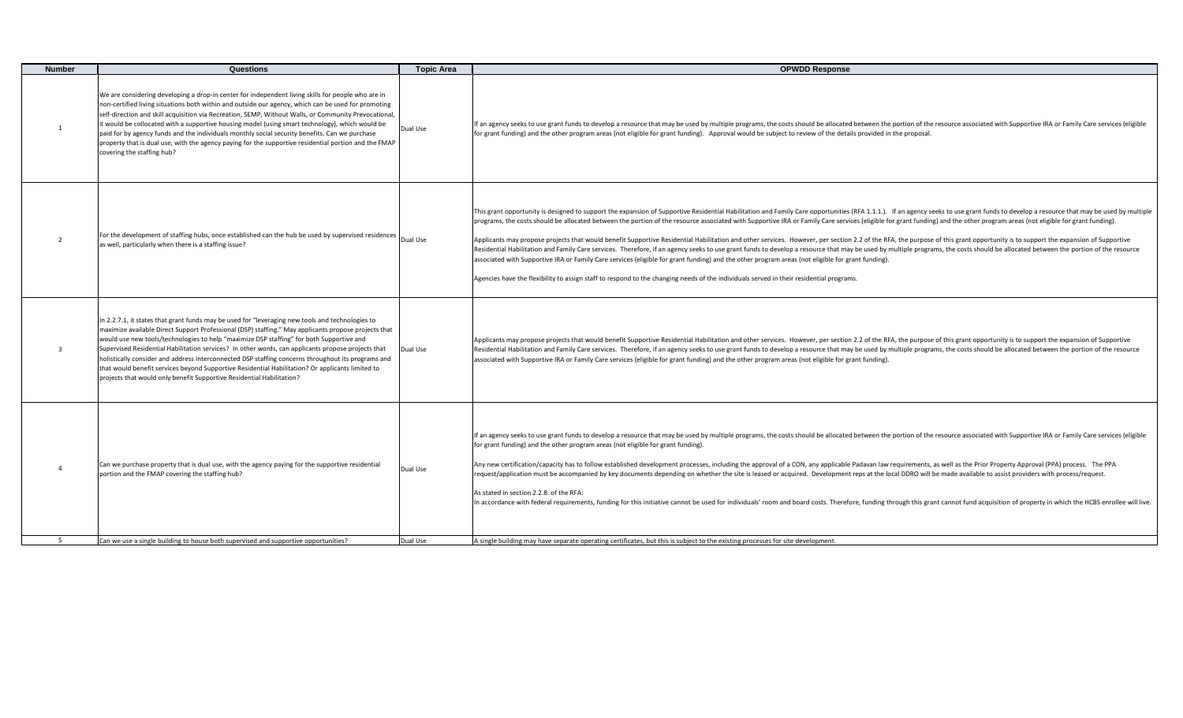| Number | Questions | Topic Area | OPWDD Response |
| --- | --- | --- | --- |
| 1 | We are considering developing a drop-in center for independent living skills for people who are in non-certified living situations both within and outside our agency, which can be used for promoting self-direction and skill acquisition via Recreation, SEMP, Without Walls, or Community Prevocational, it would be collocated with a supportive housing model (using smart technology), which would be paid for by agency funds and the individuals monthly social security benefits. Can we purchase property that is dual use, with the agency paying for the supportive residential portion and the FMAP covering the staffing hub? | Dual Use | If an agency seeks to use grant funds to develop a resource that may be used by multiple programs, the costs should be allocated between the portion of the resource associated with Supportive IRA or Family Care services (eligible for grant funding) and the other program areas (not eligible for grant funding). Approval would be subject to review of the details provided in the proposal. |
| 2 | For the development of staffing hubs, once established can the hub be used by supervised residences as well, particularly when there is a staffing issue? | Dual Use | This grant opportunity is designed to support the expansion of Supportive Residential Habilitation and Family Care opportunities (RFA 1.1.1.). If an agency seeks to use grant funds to develop a resource that may be used by multiple programs, the costs should be allocated between the portion of the resource associated with Supportive IRA or Family Care services (eligible for grant funding) and the other program areas (not eligible for grant funding).<br><br>Applicants may propose projects that would benefit Supportive Residential Habilitation and other services. However, per section 2.2 of the RFA, the purpose of this grant opportunity is to support the expansion of Supportive Residential Habilitation and Family Care services. Therefore, if an agency seeks to use grant funds to develop a resource that may be used by multiple programs, the costs should be allocated between the portion of the resource associated with Supportive IRA or Family Care services (eligible for grant funding) and the other program areas (not eligible for grant funding).<br><br>Agencies have the flexibility to assign staff to respond to the changing needs of the individuals served in their residential programs. |
| 3 | In 2.2.7.1, it states that grant funds may be used for "leveraging new tools and technologies to maximize available Direct Support Professional (DSP) staffing." May applicants propose projects that would use new tools/technologies to help "maximize DSP staffing" for both Supportive and Supervised Residential Habilitation services? In other words, can applicants propose projects that holistically consider and address interconnected DSP staffing concerns throughout its programs and that would benefit services beyond Supportive Residential Habilitation? Or applicants limited to projects that would only benefit Supportive Residential Habilitation? | Dual Use | Applicants may propose projects that would benefit Supportive Residential Habilitation and other services. However, per section 2.2 of the RFA, the purpose of this grant opportunity is to support the expansion of Supportive Residential Habilitation and Family Care services. Therefore, if an agency seeks to use grant funds to develop a resource that may be used by multiple programs, the costs should be allocated between the portion of the resource associated with Supportive IRA or Family Care services (eligible for grant funding) and the other program areas (not eligible for grant funding). |
| 4 | Can we purchase property that is dual use, with the agency paying for the supportive residential portion and the FMAP covering the staffing hub? | Dual Use | If an agency seeks to use grant funds to develop a resource that may be used by multiple programs, the costs should be allocated between the portion of the resource associated with Supportive IRA or Family Care services (eligible for grant funding) and the other program areas (not eligible for grant funding).<br><br>Any new certification/capacity has to follow established development processes, including the approval of a CON, any applicable Padavan law requirements, as well as the Prior Property Approval (PPA) process. The PPA request/application must be accompanied by key documents depending on whether the site is leased or acquired. Development reps at the local DDRO will be made available to assist providers with process/request.<br><br>As stated in section 2.2.8. of the RFA:<br>In accordance with federal requirements, funding for this initiative cannot be used for individuals' room and board costs. Therefore, funding through this grant cannot fund acquisition of property in which the HCBS enrollee will live. |
| 5 | Can we use a single building to house both supervised and supportive opportunities? | Dual Use | A single building may have separate operating certificates, but this is subject to the existing processes for site development. |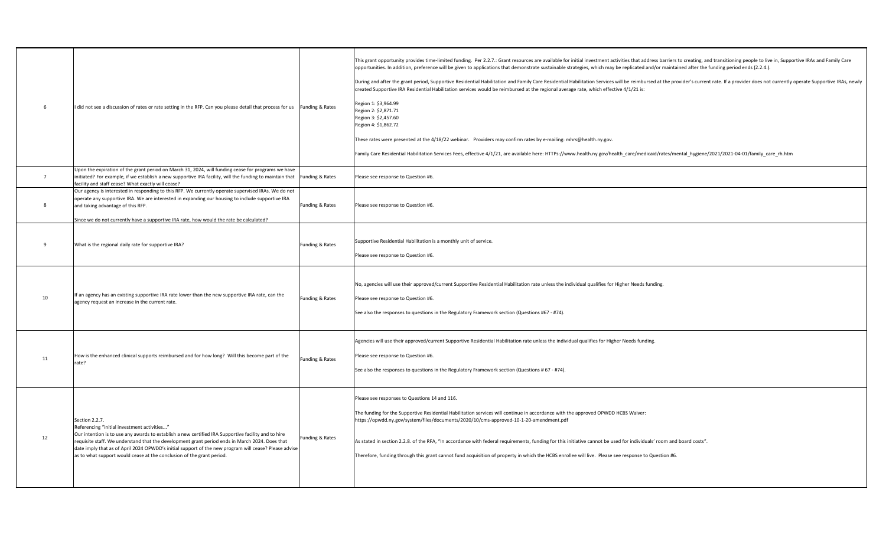| 6 | I did not see a discussion of rates or rate setting in the RFP. Can you please detail that process for us | Funding & Rates | This grant opportunity provides time-limited funding. Per 2.2.7.: Grant resources are available for initial investment activities that address barriers to creating, and transitioning people to live in, Supportive IRAs and Family Care opportunities. In addition, preference will be given to applications that demonstrate sustainable strategies, which may be replicated and/or maintained after the funding period ends (2.2.4.).<br><br>During and after the grant period, Supportive Residential Habilitation and Family Care Residential Habilitation Services will be reimbursed at the provider's current rate. If a provider does not currently operate Supportive IRAs, newly created Supportive IRA Residential Habilitation services would be reimbursed at the regional average rate, which effective 4/1/21 is:<br><br>Region 1: $3,964.99<br>Region 2: $2,871.71<br>Region 3: $2,457.60<br>Region 4: $1,862.72<br><br>These rates were presented at the 4/18/22 webinar. Providers may confirm rates by e-mailing: mhrs@health.ny.gov.<br><br>Family Care Residential Habilitation Services Fees, effective 4/1/21, are available here: HTTPs://www.health.ny.gov/health_care/medicaid/rates/mental_hygiene/2021/2021-04-01/family_care_rh.htm |
|---|---|---|---|
| 7 | Upon the expiration of the grant period on March 31, 2024, will funding cease for programs we have initiated? For example, if we establish a new supportive IRA facility, will the funding to maintain that facility and staff cease? What exactly will cease? | Funding & Rates | Please see response to Question #6. |
| 8 | Our agency is interested in responding to this RFP. We currently operate supervised IRAs. We do not operate any supportive IRA. We are interested in expanding our housing to include supportive IRA and taking advantage of this RFP.<br><br>Since we do not currently have a supportive IRA rate, how would the rate be calculated? | Funding & Rates | Please see response to Question #6. |
| 9 | What is the regional daily rate for supportive IRA? | Funding & Rates | Supportive Residential Habilitation is a monthly unit of service.<br><br>Please see response to Question #6. |
| 10 | If an agency has an existing supportive IRA rate lower than the new supportive IRA rate, can the agency request an increase in the current rate. | Funding & Rates | No, agencies will use their approved/current Supportive Residential Habilitation rate unless the individual qualifies for Higher Needs funding.<br><br>Please see response to Question #6.<br><br>See also the responses to questions in the Regulatory Framework section (Questions #67 - #74). |
| 11 | How is the enhanced clinical supports reimbursed and for how long? Will this become part of the rate? | Funding & Rates | Agencies will use their approved/current Supportive Residential Habilitation rate unless the individual qualifies for Higher Needs funding.<br><br>Please see response to Question #6.<br><br>See also the responses to questions in the Regulatory Framework section (Questions # 67 - #74). |
| 12 | Section 2.2.7.<br>Referencing "initial investment activities..."<br>Our intention is to use any awards to establish a new certified IRA Supportive facility and to hire requisite staff. We understand that the development grant period ends in March 2024. Does that date imply that as of April 2024 OPWDD's initial support of the new program will cease? Please advise as to what support would cease at the conclusion of the grant period. | Funding & Rates | Please see responses to Questions 14 and 116.<br><br>The funding for the Supportive Residential Habilitation services will continue in accordance with the approved OPWDD HCBS Waiver:<br>https://opwdd.ny.gov/system/files/documents/2020/10/cms-approved-10-1-20-amendment.pdf<br><br>As stated in section 2.2.8. of the RFA, "In accordance with federal requirements, funding for this initiative cannot be used for individuals' room and board costs".<br><br>Therefore, funding through this grant cannot fund acquisition of property in which the HCBS enrollee will live. Please see response to Question #6. |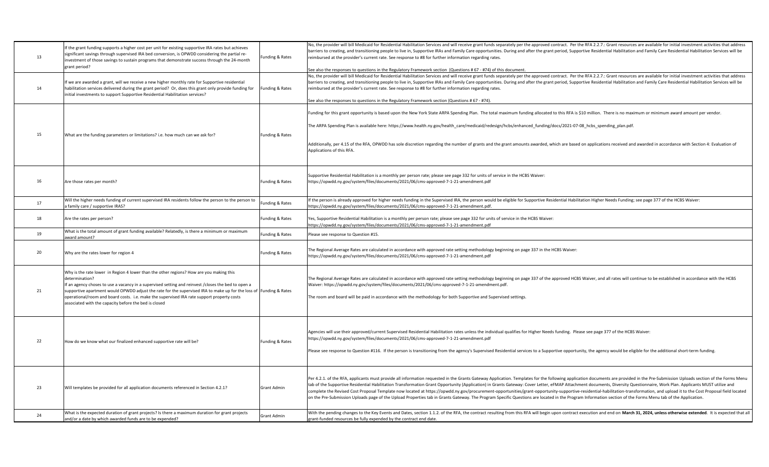| 13 | If the grant funding supports a higher cost per unit for existing supportive IRA rates but achieves significant savings through supervised IRA bed conversion, is OPWDD considering the partial re-investment of those savings to sustain programs that demonstrate success through the 24-month grant period? | Funding & Rates | No, the provider will bill Medicaid for Residential Habilitation Services and will receive grant funds separately per the approved contract. Per the RFA 2.2.7.: Grant resources are available for initial investment activities that address barriers to creating, and transitioning people to live in, Supportive IRAs and Family Care opportunities. During and after the grant period, Supportive Residential Habilitation and Family Care Residential Habilitation Services will be reimbursed at the provider's current rate. See response to #8 for further information regarding rates.<br><br>See also the responses to questions in the Regulatory Framework section (Questions # 67 - #74) of this document. |
|---|---|---|---|
| 14 | If we are awarded a grant, will we receive a new higher monthly rate for Supportive residential habilitation services delivered during the grant period? Or, does this grant only provide funding for initial investments to support Supportive Residential Habilitation services? | Funding & Rates | No, the provider will bill Medicaid for Residential Habilitation Services and will receive grant funds separately per the approved contract. Per the RFA 2.2.7.: Grant resources are available for initial investment activities that address barriers to creating, and transitioning people to live in, Supportive IRAs and Family Care opportunities. During and after the grant period, Supportive Residential Habilitation and Family Care Residential Habilitation Services will be reimbursed at the provider's current rate. See response to #8 for further information regarding rates.<br><br>See also the responses to questions in the Regulatory Framework section (Questions # 67 - #74). |
| 15 | What are the funding parameters or limitations? i.e. how much can we ask for? | Funding & Rates | Funding for this grant opportunity is based upon the New York State ARPA Spending Plan. The total maximum funding allocated to this RFA is $10 million. There is no maximum or minimum award amount per vendor.<br><br>The ARPA Spending Plan is available here: https://www.health.ny.gov/health_care/medicaid/redesign/hcbs/enhanced_funding/docs/2021-07-08_hcbs_spending_plan.pdf.<br><br>Additionally, per 4.15 of the RFA, OPWDD has sole discretion regarding the number of grants and the grant amounts awarded, which are based on applications received and awarded in accordance with Section 4: Evaluation of Applications of this RFA. |
| 16 | Are those rates per month? | Funding & Rates | Supportive Residential Habilitation is a monthly per person rate; please see page 332 for units of service in the HCBS Waiver:<br>https://opwdd.ny.gov/system/files/documents/2021/06/cms-approved-7-1-21-amendment.pdf |
| 17 | Will the higher needs funding of current supervised IRA residents follow the person to the person to a family care / supportive IRAS? | Funding & Rates | If the person is already approved for higher needs funding in the Supervised IRA, the person would be eligible for Supportive Residential Habilitation Higher Needs Funding; see page 377 of the HCBS Waiver:<br>https://opwdd.ny.gov/system/files/documents/2021/06/cms-approved-7-1-21-amendment.pdf. |
| 18 | Are the rates per person? | Funding & Rates | Yes, Supportive Residential Habilitation is a monthly per person rate; please see page 332 for units of service in the HCBS Waiver:<br>https://opwdd.ny.gov/system/files/documents/2021/06/cms-approved-7-1-21-amendment.pdf |
| 19 | What is the total amount of grant funding available? Relatedly, is there a minimum or maximum award amount? | Funding & Rates | Please see response to Question #15. |
| 20 | Why are the rates lower for region 4 | Funding & Rates | The Regional Average Rates are calculated in accordance with approved rate setting methodology beginning on page 337 in the HCBS Waiver:<br>https://opwdd.ny.gov/system/files/documents/2021/06/cms-approved-7-1-21-amendment.pdf |
| 21 | Why is the rate lower in Region 4 lower than the other regions? How are you making this determination?<br>If an agency choses to use a vacancy in a supervised setting and reinvest /closes the bed to open a supportive apartment would OPWDD adjust the rate for the supervised IRA to make up for the loss of operational/room and board costs. i.e. make the supervised IRA rate support property costs associated with the capacity before the bed is closed | Funding & Rates | The Regional Average Rates are calculated in accordance with approved rate setting methodology beginning on page 337 of the approved HCBS Waiver, and all rates will continue to be established in accordance with the HCBS Waiver: https://opwdd.ny.gov/system/files/documents/2021/06/cms-approved-7-1-21-amendment.pdf.<br><br>The room and board will be paid in accordance with the methodology for both Supportive and Supervised settings. |
| 22 | How do we know what our finalized enhanced supportive rate will be? | Funding & Rates | Agencies will use their approved/current Supervised Residential Habilitation rates unless the individual qualifies for Higher Needs funding. Please see page 377 of the HCBS Waiver:<br>https://opwdd.ny.gov/system/files/documents/2021/06/cms-approved-7-1-21-amendment.pdf<br><br>Please see response to Question #116. If the person is transitioning from the agency's Supervised Residential services to a Supportive opportunity, the agency would be eligible for the additional short-term funding. |
| 23 | Will templates be provided for all application documents referenced in Section 4.2.1? | Grant Admin | Per 4.2.1. of the RFA, applicants must provide all information requested in the Grants Gateway Application. Templates for the following application documents are provided in the Pre-Submission Uploads section of the Forms Menu tab of the Supportive Residential Habilitation Transformation Grant Opportunity (Application) in Grants Gateway: Cover Letter, eFMAP Attachment documents, Diversity Questionnaire, Work Plan. Applicants MUST utilize and complete the Revised Cost Proposal Template now located at https://opwdd.ny.gov/procurement-opportunities/grant-opportunity-supportive-residential-habilitation-transformation, and upload it to the Cost Proposal field located on the Pre-Submission Uploads page of the Upload Properties tab in Grants Gateway. The Program Specific Questions are located in the Program Information section of the Forms Menu tab of the Application. |
| 24 | What is the expected duration of grant projects? Is there a maximum duration for grant projects and/or a date by which awarded funds are to be expended? | Grant Admin | With the pending changes to the Key Events and Dates, section 1.1.2. of the RFA, the contract resulting from this RFA will begin upon contract execution and end on **March 31, 2024, unless otherwise extended**. It is expected that all grant-funded resources be fully expended by the contract end date. |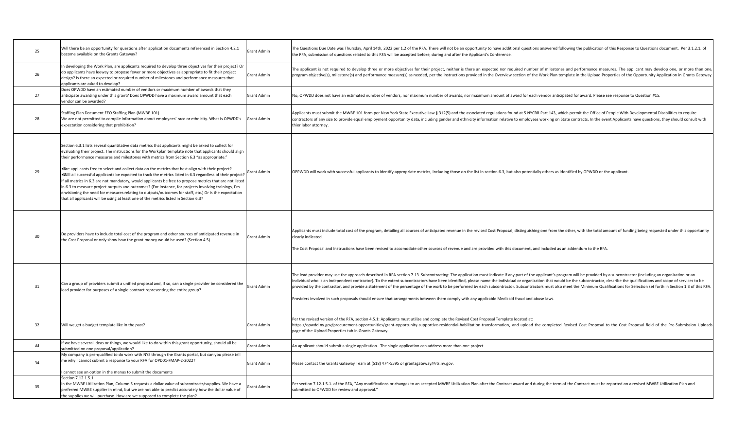| 25 | Will there be an opportunity for questions after application documents referenced in Section 4.2.1 become available on the Grants Gateway? | Grant Admin | The Questions Due Date was Thursday, April 14th, 2022 per 1.2 of the RFA. There will not be an opportunity to have additional questions answered following the publication of this Response to Questions document. Per 3.1.2.1. of the RFA, submission of questions related to this RFA will be accepted before, during and after the Applicant's Conference. |
|---|---|---|---|
| 26 | In developing the Work Plan, are applicants required to develop three objectives for their project? Or do applicants have leeway to propose fewer or more objectives as appropriate to fit their project design? Is there an expected or required number of milestones and performance measures that applicants are asked to develop? | Grant Admin | The applicant is not required to develop three or more objectives for their project, neither is there an expected nor required number of milestones and performance measures. The applicant may develop one, or more than one, program objective(s), milestone(s) and performance measure(s) as needed, per the instructions provided in the Overview section of the Work Plan template in the Upload Properties of the Opportunity Application in Grants Gateway. |
| 27 | Does OPWDD have an estimated number of vendors or maximum number of awards that they anticipate awarding under this grant? Does OPWDD have a maximum award amount that each vendor can be awarded? | Grant Admin | No, OPWDD does not have an estimated number of vendors, nor maximum number of awards, nor maximum amount of award for each vendor anticipated for award. Please see response to Question #15. |
| 28 | Staffing Plan Document EEO Staffing Plan (MWBE 101)<br>We are not permitted to compile information about employees' race or ethnicity. What is OPWDD's expectation considering that prohibition? | Grant Admin | Applicants must submit the MWBE 101 form per New York State Executive Law § 312(5) and the associated regulations found at 5 NYCRR Part 143, which permit the Office of People With Developmental Disabilities to require contractors of any size to provide equal employment opportunity data, including gender and ethnicity information relative to employees working on State contracts. In the event Applicants have questions, they should consult with thier labor attorney. |
| 29 | Section 6.3.1 lists several quantitative data metrics that applicants might be asked to collect for evaluating their project. The instructions for the Workplan template note that applicants should align their performance measures and milestones with metrics from Section 6.3 "as appropriate."<br>• Are applicants free to select and collect data on the metrics that best align with their project?<br>• Will all successful applicants be expected to track the metrics listed in 6.3 regardless of their project? If all metrics in 6.3 are not mandatory, would applicants be free to propose metrics that are not listed in 6.3 to measure project outputs and outcomes? (For instance, for projects involving trainings, I'm envisioning the need for measures relating to outputs/outcomes for staff, etc.) Or is the expectation that all applicants will be using at least one of the metrics listed in Section 6.3? | Grant Admin | OPPWDD will work with successful applicants to identify appropriate metrics, including those on the list in section 6.3, but also potentially others as identified by OPWDD or the applicant. |
| 30 | Do providers have to include total cost of the program and other sources of anticipated revenue in the Cost Proposal or only show how the grant money would be used? (Section 4.5) | Grant Admin | Applicants must include total cost of the program, detailing all sources of anticipated revenue in the revised Cost Proposal, distinguishing one from the other, with the total amount of funding being requested under this opportunity clearly indicated.<br><br>The Cost Proposal and Instructions have been revised to accomodate other sources of revenue and are provided with this document, and included as an addendum to the RFA. |
| 31 | Can a group of providers submit a unified proposal and, if so, can a single provider be considered the lead provider for purposes of a single contract representing the entire group? | Grant Admin | The lead provider may use the approach described in RFA section 7.13. Subcontracting: The application must indicate if any part of the applicant's program will be provided by a subcontractor (including an organization or an individual who is an independent contractor). To the extent subcontractors have been identified, please name the individual or organization that would be the subcontractor, describe the qualifications and scope of services to be provided by the contractor, and provide a statement of the percentage of the work to be performed by each subcontractor. Subcontractors must also meet the Minimum Qualifications for Selection set forth in Section 1.3 of this RFA.<br><br>Providers involved in such proposals should ensure that arrangements between them comply with any applicable Medicaid fraud and abuse laws. |
| 32 | Will we get a budget template like in the past? | Grant Admin | Per the revised version of the RFA, section 4.5.1: Applicants must utilize and complete the Revised Cost Proposal Template located at: https://opwdd.ny.gov/procurement-opportunities/grant-opportunity-supportive-residential-habilitation-transformation, and upload the completed Revised Cost Proposal to the Cost Proposal field of the Pre-Submission Uploads page of the Upload Properties tab in Grants Gateway. |
| 33 | If we have several ideas or things, we would like to do within this grant opportunity, should all be submitted on one proposal/application? | Grant Admin | An applicant should submit a single application. The single application can address more than one project. |
| 34 | My company is pre-qualified to do work with NYS through the Grants portal, but can you please tell me why I cannot submit a response to your RFA for OPD01-FMAP-2-2022?<br><br>I cannot see an option in the menus to submit the documents | Grant Admin | Please contact the Grants Gateway Team at (518) 474-5595 or grantsgateway@its.ny.gov. |
| 35 | Section 7.12.1.5.1<br>In the MWBE Utilization Plan, Column 5 requests a dollar value of subcontracts/supplies. We have a preferred MWBE supplier in mind, but we are not able to predict accurately how the dollar value of the supplies we will purchase. How are we supposed to complete the plan? | Grant Admin | Per section 7.12.1.5.1. of the RFA, "Any modifications or changes to an accepted MWBE Utilization Plan after the Contract award and during the term of the Contract must be reported on a revised MWBE Utilization Plan and submitted to OPWDD for review and approval." |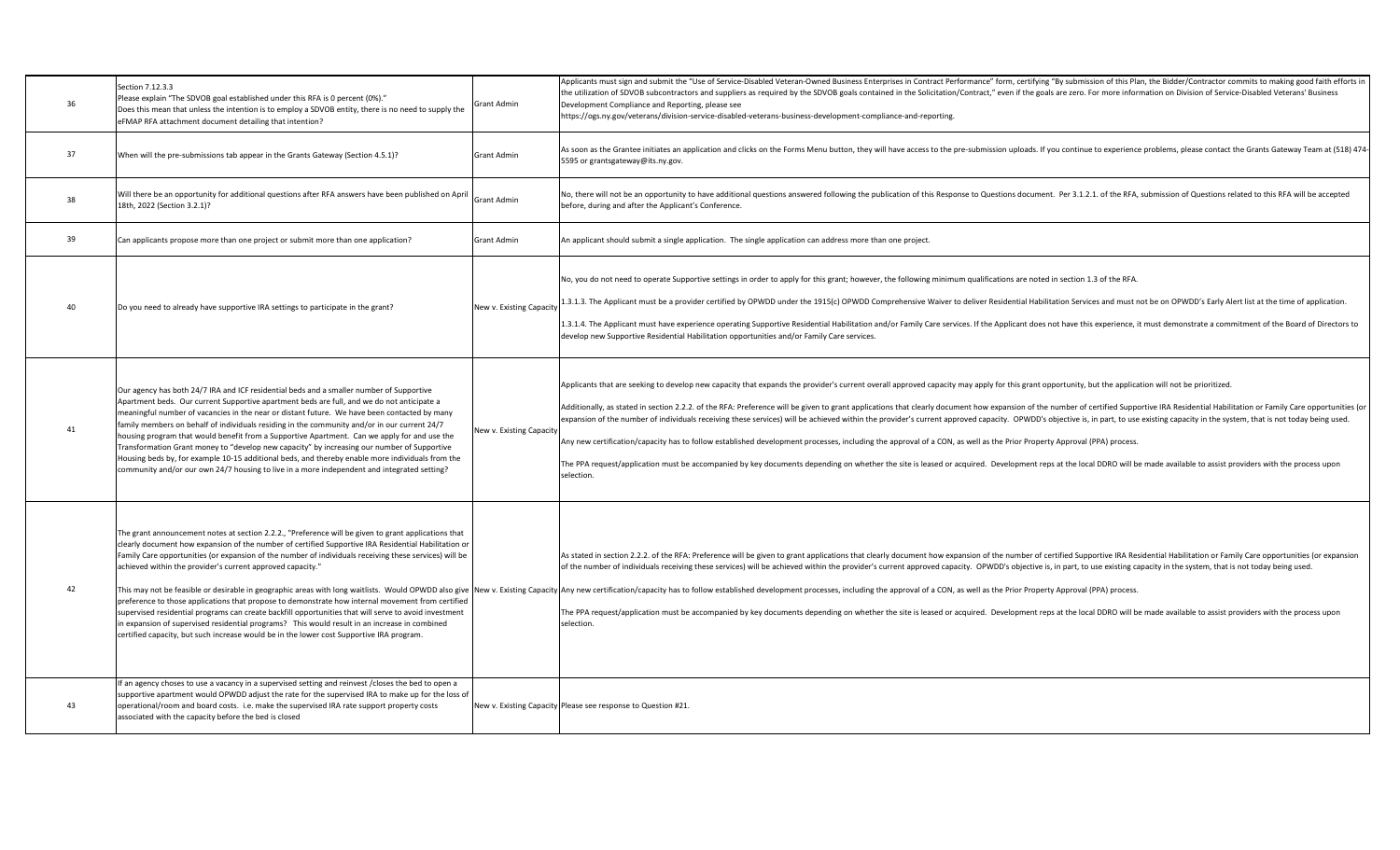| 36 | Section 7.12.3.3<br>Please explain "The SDVOB goal established under this RFA is 0 percent (0%)."<br>Does this mean that unless the intention is to employ a SDVOB entity, there is no need to supply the eFMAP RFA attachment document detailing that intention? | Grant Admin | Applicants must sign and submit the "Use of Service-Disabled Veteran-Owned Business Enterprises in Contract Performance" form, certifying "By submission of this Plan, the Bidder/Contractor commits to making good faith efforts in the utilization of SDVOB subcontractors and suppliers as required by the SDVOB goals contained in the Solicitation/Contract," even if the goals are zero. For more information on Division of Service-Disabled Veterans' Business Development Compliance and Reporting, please see<br>https://ogs.ny.gov/veterans/division-service-disabled-veterans-business-development-compliance-and-reporting. |
|---|---|---|---|
| 37 | When will the pre-submissions tab appear in the Grants Gateway (Section 4.5.1)? | Grant Admin | As soon as the Grantee initiates an application and clicks on the Forms Menu button, they will have access to the pre-submission uploads. If you continue to experience problems, please contact the Grants Gateway Team at (518) 474-5595 or grantsgateway@its.ny.gov. |
| 38 | Will there be an opportunity for additional questions after RFA answers have been published on April 18th, 2022 (Section 3.2.1)? | Grant Admin | No, there will not be an opportunity to have additional questions answered following the publication of this Response to Questions document. Per 3.1.2.1. of the RFA, submission of Questions related to this RFA will be accepted before, during and after the Applicant's Conference. |
| 39 | Can applicants propose more than one project or submit more than one application? | Grant Admin | An applicant should submit a single application. The single application can address more than one project. |
| 40 | Do you need to already have supportive IRA settings to participate in the grant? | New v. Existing Capacity | No, you do not need to operate Supportive settings in order to apply for this grant; however, the following minimum qualifications are noted in section 1.3 of the RFA.<br><br>1.3.1.3. The Applicant must be a provider certified by OPWDD under the 1915(c) OPWDD Comprehensive Waiver to deliver Residential Habilitation Services and must not be on OPWDD's Early Alert list at the time of application.<br><br>1.3.1.4. The Applicant must have experience operating Supportive Residential Habilitation and/or Family Care services. If the Applicant does not have this experience, it must demonstrate a commitment of the Board of Directors to develop new Supportive Residential Habilitation opportunities and/or Family Care services. |
| 41 | Our agency has both 24/7 IRA and ICF residential beds and a smaller number of Supportive Apartment beds. Our current Supportive apartment beds are full, and we do not anticipate a meaningful number of vacancies in the near or distant future. We have been contacted by many family members on behalf of individuals residing in the community and/or in our current 24/7 housing program that would benefit from a Supportive Apartment. Can we apply for and use the Transformation Grant money to "develop new capacity" by increasing our number of Supportive Housing beds, by for example 10-15 additional beds, and thereby enable more individuals from the community and/or our own 24/7 housing to live in a more independent and integrated setting? | New v. Existing Capacity | Applicants that are seeking to develop new capacity that expands the provider's current overall approved capacity may apply for this grant opportunity, but the application will not be prioritized.<br><br>Additionally, as stated in section 2.2.2. of the RFA: Preference will be given to grant applications that clearly document how expansion of the number of certified Supportive IRA Residential Habilitation or Family Care opportunities (or expansion of the number of individuals receiving these services) will be achieved within the provider's current approved capacity. OPWDD's objective is, in part, to use existing capacity in the system, that is not today being used.<br><br>Any new certification/capacity has to follow established development processes, including the approval of a CON, as well as the Prior Property Approval (PPA) process.<br><br>The PPA request/application must be accompanied by key documents depending on whether the site is leased or acquired. Development reps at the local DDRO will be made available to assist providers with the process upon selection. |
| 42 | The grant announcement notes at section 2.2.2., "Preference will be given to grant applications that clearly document how expansion of the number of certified Supportive IRA Residential Habilitation or Family Care opportunities (or expansion of the number of individuals receiving these services) will be achieved within the provider's current approved capacity."<br><br>This may not be feasible or desirable in geographic areas with long waitlists. Would OPWDD also give preference to those applications that propose to demonstrate how internal movement from certified supervised residential programs can create backfill opportunities that will serve to avoid investment in expansion of supervised residential programs? This would result in an increase in combined certified capacity, but such increase would be in the lower cost Supportive IRA program. | New v. Existing Capacity | As stated in section 2.2.2. of the RFA: Preference will be given to grant applications that clearly document how expansion of the number of certified Supportive IRA Residential Habilitation or Family Care opportunities (or expansion of the number of individuals receiving these services) will be achieved within the provider's current approved capacity. OPWDD's objective is, in part, to use existing capacity in the system, that is not today being used.<br><br>Any new certification/capacity has to follow established development processes, including the approval of a CON, as well as the Prior Property Approval (PPA) process.<br><br>The PPA request/application must be accompanied by key documents depending on whether the site is leased or acquired. Development reps at the local DDRO will be made available to assist providers with the process upon selection. |
| 43 | If an agency choses to use a vacancy in a supervised setting and reinvest /closes the bed to open a supportive apartment would OPWDD adjust the rate for the supervised IRA to make up for the loss of operational/room and board costs. i.e. make the supervised IRA rate support property costs associated with the capacity before the bed is closed | New v. Existing Capacity | Please see response to Question #21. |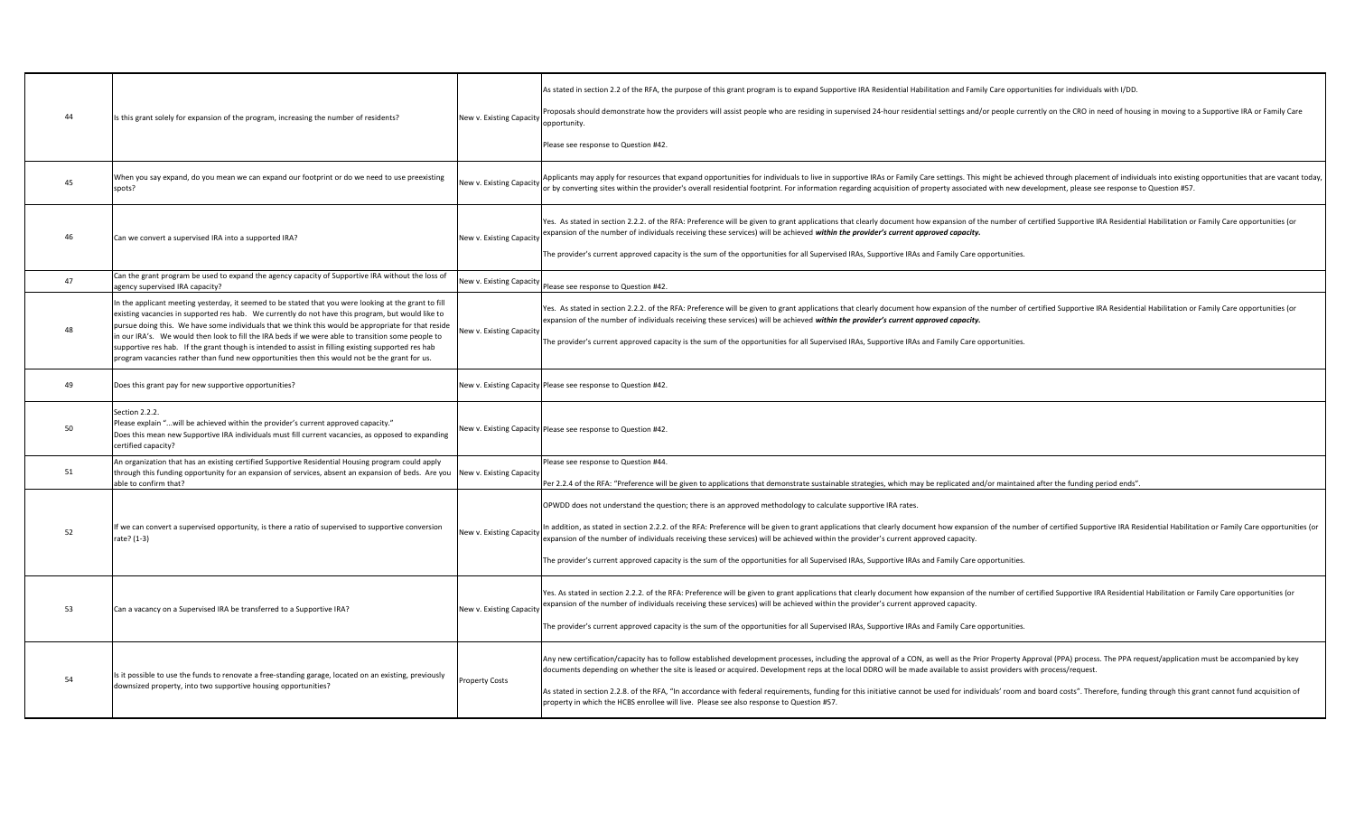| 44 | Is this grant solely for expansion of the program, increasing the number of residents? | New v. Existing Capacity | As stated in section 2.2 of the RFA, the purpose of this grant program is to expand Supportive IRA Residential Habilitation and Family Care opportunities for individuals with I/DD.<br><br>Proposals should demonstrate how the providers will assist people who are residing in supervised 24-hour residential settings and/or people currently on the CRO in need of housing in moving to a Supportive IRA or Family Care opportunity.<br><br>Please see response to Question #42. |
|---|---|---|---|
| 45 | When you say expand, do you mean we can expand our footprint or do we need to use preexisting spots? | New v. Existing Capacity | Applicants may apply for resources that expand opportunities for individuals to live in supportive IRAs or Family Care settings. This might be achieved through placement of individuals into existing opportunities that are vacant today, or by converting sites within the provider's overall residential footprint. For information regarding acquisition of property associated with new development, please see response to Question #57. |
| 46 | Can we convert a supervised IRA into a supported IRA? | New v. Existing Capacity | Yes. As stated in section 2.2.2. of the RFA: Preference will be given to grant applications that clearly document how expansion of the number of certified Supportive IRA Residential Habilitation or Family Care opportunities (or expansion of the number of individuals receiving these services) will be achieved ***within the provider's current approved capacity.***<br><br>The provider's current approved capacity is the sum of the opportunities for all Supervised IRAs, Supportive IRAs and Family Care opportunities. |
| 47 | Can the grant program be used to expand the agency capacity of Supportive IRA without the loss of agency supervised IRA capacity? | New v. Existing Capacity | Please see response to Question #42. |
| 48 | In the applicant meeting yesterday, it seemed to be stated that you were looking at the grant to fill existing vacancies in supported res hab. We currently do not have this program, but would like to pursue doing this. We have some individuals that we think this would be appropriate for that reside in our IRA's. We would then look to fill the IRA beds if we were able to transition some people to supportive res hab. If the grant though is intended to assist in filling existing supported res hab program vacancies rather than fund new opportunities then this would not be the grant for us. | New v. Existing Capacity | Yes. As stated in section 2.2.2. of the RFA: Preference will be given to grant applications that clearly document how expansion of the number of certified Supportive IRA Residential Habilitation or Family Care opportunities (or expansion of the number of individuals receiving these services) will be achieved ***within the provider's current approved capacity.***<br><br>The provider's current approved capacity is the sum of the opportunities for all Supervised IRAs, Supportive IRAs and Family Care opportunities. |
| 49 | Does this grant pay for new supportive opportunities? | New v. Existing Capacity | Please see response to Question #42. |
| 50 | Section 2.2.2.<br>Please explain "...will be achieved within the provider's current approved capacity."<br>Does this mean new Supportive IRA individuals must fill current vacancies, as opposed to expanding certified capacity? | New v. Existing Capacity | Please see response to Question #42. |
| 51 | An organization that has an existing certified Supportive Residential Housing program could apply through this funding opportunity for an expansion of services, absent an expansion of beds. Are you able to confirm that? | New v. Existing Capacity | Please see response to Question #44.<br><br>Per 2.2.4 of the RFA: "Preference will be given to applications that demonstrate sustainable strategies, which may be replicated and/or maintained after the funding period ends". |
| 52 | If we can convert a supervised opportunity, is there a ratio of supervised to supportive conversion rate? (1-3) | New v. Existing Capacity | OPWDD does not understand the question; there is an approved methodology to calculate supportive IRA rates.<br><br>In addition, as stated in section 2.2.2. of the RFA: Preference will be given to grant applications that clearly document how expansion of the number of certified Supportive IRA Residential Habilitation or Family Care opportunities (or expansion of the number of individuals receiving these services) will be achieved within the provider's current approved capacity.<br><br>The provider's current approved capacity is the sum of the opportunities for all Supervised IRAs, Supportive IRAs and Family Care opportunities. |
| 53 | Can a vacancy on a Supervised IRA be transferred to a Supportive IRA? | New v. Existing Capacity | Yes. As stated in section 2.2.2. of the RFA: Preference will be given to grant applications that clearly document how expansion of the number of certified Supportive IRA Residential Habilitation or Family Care opportunities (or expansion of the number of individuals receiving these services) will be achieved within the provider's current approved capacity.<br><br>The provider's current approved capacity is the sum of the opportunities for all Supervised IRAs, Supportive IRAs and Family Care opportunities. |
| 54 | Is it possible to use the funds to renovate a free-standing garage, located on an existing, previously downsized property, into two supportive housing opportunities? | Property Costs | Any new certification/capacity has to follow established development processes, including the approval of a CON, as well as the Prior Property Approval (PPA) process. The PPA request/application must be accompanied by key documents depending on whether the site is leased or acquired. Development reps at the local DDRO will be made available to assist providers with process/request.<br><br>As stated in section 2.2.8. of the RFA, "In accordance with federal requirements, funding for this initiative cannot be used for individuals' room and board costs". Therefore, funding through this grant cannot fund acquisition of property in which the HCBS enrollee will live. Please see also response to Question #57. |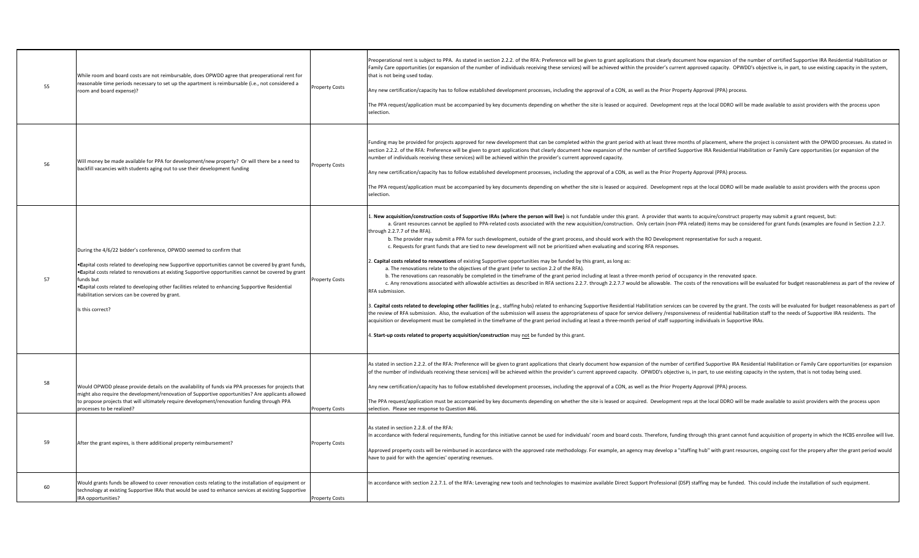| | | | |
|---|---|---|---|
| 55 | While room and board costs are not reimbursable, does OPWDD agree that preoperational rent for reasonable time periods necessary to set up the apartment is reimbursable (i.e., not considered a room and board expense)? | Property Costs | Preoperational rent is subject to PPA. As stated in section 2.2.2. of the RFA: Preference will be given to grant applications that clearly document how expansion of the number of certified Supportive IRA Residential Habilitation or Family Care opportunities (or expansion of the number of individuals receiving these services) will be achieved within the provider's current approved capacity. OPWDD's objective is, in part, to use existing capacity in the system, that is not being used today.<br><br>Any new certification/capacity has to follow established development processes, including the approval of a CON, as well as the Prior Property Approval (PPA) process.<br><br>The PPA request/application must be accompanied by key documents depending on whether the site is leased or acquired. Development reps at the local DDRO will be made available to assist providers with the process upon selection. |
| 56 | Will money be made available for PPA for development/new property? Or will there be a need to backfill vacancies with students aging out to use their development funding | Property Costs | Funding may be provided for projects approved for new development that can be completed within the grant period with at least three months of placement, where the project is consistent with the OPWDD processes. As stated in section 2.2.2. of the RFA: Preference will be given to grant applications that clearly document how expansion of the number of certified Supportive IRA Residential Habilitation or Family Care opportunities (or expansion of the number of individuals receiving these services) will be achieved within the provider's current approved capacity.<br><br>Any new certification/capacity has to follow established development processes, including the approval of a CON, as well as the Prior Property Approval (PPA) process.<br><br>The PPA request/application must be accompanied by key documents depending on whether the site is leased or acquired. Development reps at the local DDRO will be made available to assist providers with the process upon selection. |
| 57 | During the 4/6/22 bidder's conference, OPWDD seemed to confirm that<br><br>• Capital costs related to developing new Supportive opportunities cannot be covered by grant funds,<br>• Capital costs related to renovations at existing Supportive opportunities cannot be covered by grant funds but<br>• Capital costs related to developing other facilities related to enhancing Supportive Residential Habilitation services can be covered by grant.<br><br>Is this correct? | Property Costs | 1. **New acquisition/construction costs of Supportive IRAs (where the person will live)** is not fundable under this grant. A provider that wants to acquire/construct property may submit a grant request, but:<br>a. Grant resources cannot be applied to PPA-related costs associated with the new acquisition/construction. Only certain (non-PPA related) items may be considered for grant funds (examples are found in Section 2.2.7. through 2.2.7.7 of the RFA).<br>b. The provider may submit a PPA for such development, outside of the grant process, and should work with the RO Development representative for such a request.<br>c. Requests for grant funds that are tied to new development will not be prioritized when evaluating and scoring RFA responses.<br><br>2. **Capital costs related to renovations** of existing Supportive opportunities may be funded by this grant, as long as:<br>a. The renovations relate to the objectives of the grant (refer to section 2.2 of the RFA).<br>b. The renovations can reasonably be completed in the timeframe of the grant period including at least a three-month period of occupancy in the renovated space.<br>c. Any renovations associated with allowable activities as described in RFA sections 2.2.7. through 2.2.7.7 would be allowable. The costs of the renovations will be evaluated for budget reasonableness as part of the review of RFA submission.<br><br>3. **Capital costs related to developing other facilities** (e.g., staffing hubs) related to enhancing Supportive Residential Habilitation services can be covered by the grant. The costs will be evaluated for budget reasonableness as part of the review of RFA submission. Also, the evaluation of the submission will assess the appropriateness of space for service delivery /responsiveness of residential habilitation staff to the needs of Supportive IRA residents. The acquisition or development must be completed in the timeframe of the grant period including at least a three-month period of staff supporting individuals in Supportive IRAs.<br><br>4. **Start-up costs related to property acquisition/construction** may not be funded by this grant. |
| 58 | Would OPWDD please provide details on the availability of funds via PPA processes for projects that might also require the development/renovation of Supportive opportunities? Are applicants allowed to propose projects that will ultimately require development/renovation funding through PPA processes to be realized? | Property Costs | As stated in section 2.2.2. of the RFA: Preference will be given to grant applications that clearly document how expansion of the number of certified Supportive IRA Residential Habilitation or Family Care opportunities (or expansion of the number of individuals receiving these services) will be achieved within the provider's current approved capacity. OPWDD's objective is, in part, to use existing capacity in the system, that is not today being used.<br><br>Any new certification/capacity has to follow established development processes, including the approval of a CON, as well as the Prior Property Approval (PPA) process.<br><br>The PPA request/application must be accompanied by key documents depending on whether the site is leased or acquired. Development reps at the local DDRO will be made available to assist providers with the process upon selection. Please see response to Question #46. |
| 59 | After the grant expires, is there additional property reimbursement? | Property Costs | As stated in section 2.2.8. of the RFA:<br>In accordance with federal requirements, funding for this initiative cannot be used for individuals' room and board costs. Therefore, funding through this grant cannot fund acquisition of property in which the HCBS enrollee will live.<br><br>Approved property costs will be reimbursed in accordance with the approved rate methodology. For example, an agency may develop a "staffing hub" with grant resources, ongoing cost for the propery after the grant period would have to paid for with the agencies' operating revenues. |
| 60 | Would grants funds be allowed to cover renovation costs relating to the installation of equipment or technology at existing Supportive IRAs that would be used to enhance services at existing Supportive IRA opportunities? | Property Costs | In accordance with section 2.2.7.1. of the RFA: Leveraging new tools and technologies to maximize available Direct Support Professional (DSP) staffing may be funded. This could include the installation of such equipment. |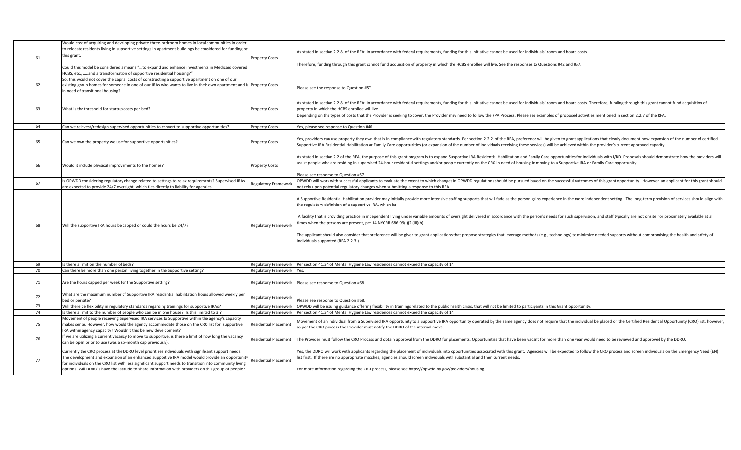| | | | |
|---|---|---|---|
| 61 | Would cost of acquiring and developing private three-bedroom homes in local communities in order to relocate residents living in supportive settings in apartment buildings be considered for funding by this grant.<br><br>Could this model be considered a means "…to expand and enhance investments in Medicaid covered HCBS, etc., …..and a transformation of supportive residential housing?" | Property Costs | As stated in section 2.2.8. of the RFA: In accordance with federal requirements, funding for this initiative cannot be used for individuals' room and board costs.<br><br>Therefore, funding through this grant cannot fund acquisition of property in which the HCBS enrollee will live. See the responses to Questions #42 and #57. |
| 62 | So, this would not cover the capital costs of constructing a supportive apartment on one of our existing group homes for someone in one of our IRAs who wants to live in their own apartment and is in need of transitional housing? | Property Costs | Please see the response to Question #57. |
| 63 | What is the threshold for startup costs per bed? | Property Costs | As stated in section 2.2.8. of the RFA: In accordance with federal requirements, funding for this initiative cannot be used for individuals' room and board costs. Therefore, funding through this grant cannot fund acquisition of property in which the HCBS enrollee will live.<br>Depending on the types of costs that the Provider is seeking to cover, the Provider may need to follow the PPA Process. Please see examples of proposed activities mentioned in section 2.2.7 of the RFA. |
| 64 | Can we reinvest/redesign supervised opportunities to convert to supportive opportunities? | Property Costs | Yes, please see response to Question #46. |
| 65 | Can we own the property we use for supportive opportunities? | Property Costs | Yes, providers can use property they own that is in compliance with regulatory standards. Per section 2.2.2. of the RFA, preference will be given to grant applications that clearly document how expansion of the number of certified Supportive IRA Residential Habilitation or Family Care opportunities (or expansion of the number of individuals receiving these services) will be achieved within the provider's current approved capacity. |
| 66 | Would it include physical improvements to the homes? | Property Costs | As stated in section 2.2 of the RFA, the purpose of this grant program is to expand Supportive IRA Residential Habilitation and Family Care opportunities for individuals with I/DD. Proposals should demonstrate how the providers will assist people who are residing in supervised 24-hour residential settings and/or people currently on the CRO in need of housing in moving to a Supportive IRA or Family Care opportunity.<br><br>Please see response to Question #57. |
| 67 | Is OPWDD considering regulatory change related to settings to relax requirements? Supervised IRAs are expected to provide 24/7 oversight, which ties directly to liability for agencies. | Regulatory Framework | OPWDD will work with successful applicants to evaluate the extent to which changes in OPWDD regulations should be pursued based on the successful outcomes of this grant opportunity. However, an applicant for this grant should not rely upon potential regulatory changes when submitting a response to this RFA. |
| 68 | Will the supportive IRA hours be capped or could the hours be 24/7? | Regulatory Framework | A Supportive Residential Habilitation provider may initially provide more intensive staffing supports that will fade as the person gains experience in the more independent setting. The long-term provision of services should align with the regulatory definition of a supportive IRA, which is:<br><br>A facility that is providing practice in independent living under variable amounts of oversight delivered in accordance with the person's needs for such supervision, and staff typically are not onsite nor proximately available at all times when the persons are present, per 14 NYCRR 686.99(l)(2)(iii)(b).<br><br>The applicant should also consider that preference will be given to grant applications that propose strategies that leverage methods (e.g., technology) to minimize needed supports without compromising the health and safety of individuals supported (RFA 2.2.3.). |
| 69 | Is there a limit on the number of beds? | Regulatory Framework | Per section 41.34 of Mental Hygiene Law residences cannot exceed the capacity of 14. |
| 70 | Can there be more than one person living together in the Supportive setting? | Regulatory Framework | Yes. |
| 71 | Are the hours capped per week for the Supportive setting? | Regulatory Framework | Please see response to Question #68. |
| 72 | What are the maximum number of Supportive IRA residential habilitation hours allowed weekly per bed or per site? | Regulatory Framework | Please see response to Question #68. |
| 73 | Will there be flexibility in regulatory standards regarding trainings for supportive IRAs? | Regulatory Framework | OPWDD will be issuing guidance offering flexibility in trainings related to the public health crisis, that will not be limited to participants in this Grant opportunity. |
| 74 | Is there a limit to the number of people who can be in one house? Is this limited to 3 ? | Regulatory Framework | Per section 41.34 of Mental Hygiene Law residences cannot exceed the capacity of 14. |
| 75 | Movement of people receiving Supervised IRA services to Supportive within the agency's capacity makes sense. However, how would the agency accommodate those on the CRO list for supportive IRA within agency capacity? Wouldn't this be new development? | Residential Placement | Movement of an individual from a Supervised IRA opportunity to a Supportive IRA opportunity operated by the same agency does not require that the individual be placed on the Certified Residential Opportunity (CRO) list; however, as per the CRO process the Provider must notify the DDRO of the internal move. |
| 76 | If we are utilizing a current vacancy to move to supportive, is there a limit of how long the vacancy can be open prior to use (was a six-month cap previously). | Residential Placement | The Provider must follow the CRO Process and obtain approval from the DDRO for placements. Opportunities that have been vacant for more than one year would need to be reviewed and approved by the DDRO. |
| 77 | Currently the CRO process at the DDRO level prioritizes individuals with significant support needs. The development and expansion of an enhanced supportive IRA model would provide an opportunity for individuals on the CRO list with less significant support needs to transition into community living options. Will DDRO's have the latitude to share information with providers on this group of people? | Residential Placement | Yes, the DDRO will work with applicants regarding the placement of individuals into opportunities associated with this grant. Agencies will be expected to follow the CRO process and screen individuals on the Emergency Need (EN) list first. If there are no appropriate matches, agencies should screen individuals with substantial and then current needs.<br><br>For more information regarding the CRO process, please see https://opwdd.ny.gov/providers/housing. |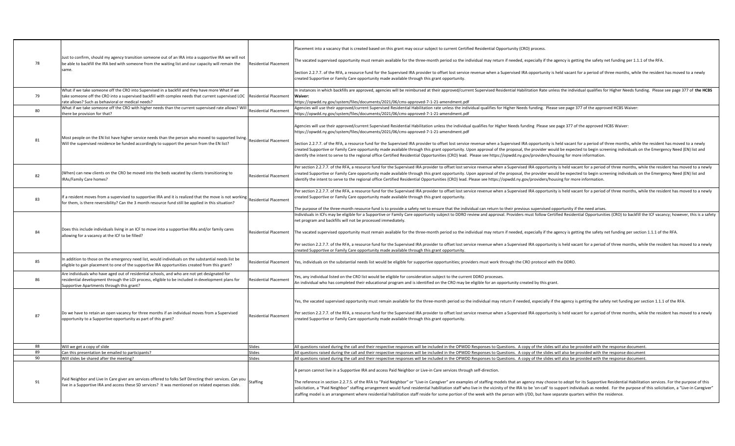| | | | |
|---|---|---|---|
| 78 | Just to confirm, should my agency transition someone out of an IRA into a supportive IRA we will not be able to backfill the IRA bed with someone from the waiting list and our capacity will remain the same. | Residential Placement | Placement into a vacancy that is created based on this grant may occur subject to current Certified Residential Opportunity (CRO) process.<br><br>The vacated supervised opportunity must remain available for the three-month period so the individual may return if needed, especially if the agency is getting the safety net funding per 1.1.1 of the RFA.<br><br>Section 2.2.7.7. of the RFA, a resource fund for the Supervised IRA provider to offset lost service revenue when a Supervised IRA opportunity is held vacant for a period of three months, while the resident has moved to a newly created Supportive or Family Care opportunity made available through this grant opportunity. |
| 79 | What if we take someone off the CRO into Supervised in a backfill and they have more What if we take someone off the CRO into a supervised backfill with complex needs that current supervised LOC rate allows? Such as behavioral or medical needs? | Residential Placement | In instances in which backfills are approved, agencies will be reimbursed at their approved/current Supervised Residential Habilitation Rate unless the individual qualifies for Higher Needs funding. Please see page 377 of **the HCBS Waiver:**<br>https://opwdd.ny.gov/system/files/documents/2021/06/cms-approved-7-1-21-amendment.pdf |
| 80 | What if we take someone off the CRO with higher needs than the current supervised rate allows? Will there be provision for that? | Residential Placement | Agencies will use their approved/current Supervised Residential Habilitation rate unless the individual qualifies for Higher Needs funding. Please see page 377 of the approved HCBS Waiver:<br>https://opwdd.ny.gov/system/files/documents/2021/06/cms-approved-7-1-21-amendment.pdf |
| 81 | Most people on the EN list have higher service needs than the person who moved to supported living. Will the supervised residence be funded accordingly to support the person from the EN list? | Residential Placement | Agencies will use their approved/current Supervised Residential Habilitation unless the individual qualifies for Higher Needs funding Please see page 377 of the approved HCBS Waiver:<br>https://opwdd.ny.gov/system/files/documents/2021/06/cms-approved-7-1-21-amendment.pdf<br><br>Section 2.2.7.7. of the RFA, a resource fund for the Supervised IRA provider to offset lost service revenue when a Supervised IRA opportunity is held vacant for a period of three months, while the resident has moved to a newly created Supportive or Family Care opportunity made available through this grant opportunity. Upon approval of the proposal, the provider would be expected to begin screening individuals on the Emergency Need (EN) list and identify the intent to serve to the regional office Certified Residential Opportunities (CRO) lead. Please see https://opwdd.ny.gov/providers/housing for more information. |
| 82 | (When) can new clients on the CRO be moved into the beds vacated by clients transitioning to IRAs/Family Care homes? | Residential Placement | Per section 2.2.7.7. of the RFA, a resource fund for the Supervised IRA provider to offset lost service revenue when a Supervised IRA opportunity is held vacant for a period of three months, while the resident has moved to a newly created Supportive or Family Care opportunity made available through this grant opportunity. Upon approval of the proposal, the provider would be expected to begin screening individuals on the Emergency Need (EN) list and identify the intent to serve to the regional office Certified Residential Opportunities (CRO) lead. Please see https://opwdd.ny.gov/providers/housing for more information. |
| 83 | If a resident moves from a supervised to supportive IRA and it is realized that the move is not working for them, is there reversibility? Can the 3 month resource fund still be applied in this situation? | Residential Placement | Per section 2.2.7.7. of the RFA, a resource fund for the Supervised IRA provider to offset lost service revenue when a Supervised IRA opportunity is held vacant for a period of three months, while the resident has moved to a newly created Supportive or Family Care opportunity made available through this grant opportunity.<br><br>The purpose of the three-month resource fund is to provide a safety net to ensure that the individual can return to their previous supervised opportunity if the need arises. |
| 84 | Does this include individuals living in an ICF to move into a supportive IRAs and/or family cares allowing for a vacancy at the ICF to be filled? | Residential Placement | Individuals in ICFs may be eligible for a Supportive or Family Care opportunity subject to DDRO review and approval. Providers must follow Certified Residential Opportunities (CRO) to backfill the ICF vacancy; however, this is a safety net program and backfills will not be processed immediately.<br><br>The vacated supervised opportunity must remain available for the three-month period so the individual may return if needed, especially if the agency is getting the safety net funding per section 1.1.1 of the RFA.<br><br>Per section 2.2.7.7. of the RFA, a resource fund for the Supervised IRA provider to offset lost service revenue when a Supervised IRA opportunity is held vacant for a period of three months, while the resident has moved to a newly created Supportive or Family Care opportunity made available through this grant opportunity. |
| 85 | In addition to those on the emergency need list, would individuals on the substantial needs list be eligible to gain placement to one of the supportive IRA opportunities created from this grant? | Residential Placement | Yes, individuals on the substantial needs list would be eligible for supportive opportunities; providers must work through the CRO protocol with the DDRO. |
| 86 | Are individuals who have aged out of residential schools, and who are not yet designated for residential development through the LOI process, eligible to be included in development plans for Supportive Apartments through this grant? | Residential Placement | Yes, any individual listed on the CRO list would be eligible for consideration subject to the current DDRO processes.<br>An individual who has completed their educational program and is identified on the CRO may be eligible for an opportunity created by this grant. |
| 87 | Do we have to retain an open vacancy for three months if an individual moves from a Supervised opportunity to a Supportive opportunity as part of this grant? | Residential Placement | Yes, the vacated supervised opportunity must remain available for the three-month period so the individual may return if needed, especially if the agency is getting the safety net funding per section 1.1.1 of the RFA.<br><br>Per section 2.2.7.7. of the RFA, a resource fund for the Supervised IRA provider to offset lost service revenue when a Supervised IRA opportunity is held vacant for a period of three months, while the resident has moved to a newly created Supportive or Family Care opportunity made available through this grant opportunity. |
| 88 | Will we get a copy of slide | Slides | All questions raised during the call and their respective responses will be included in the OPWDD Responses to Questions. A copy of the slides will also be provided with the response document. |
| 89 | Can this presentation be emailed to participants? | Slides | All questions raised during the call and their respective responses will be included in the OPWDD Responses to Questions. A copy of the slides will also be provided with the response document |
| 90 | Will slides be shared after the meeting? | Slides | All questions raised during the call and their respective responses will be included in the OPWDD Responses to Questions. A copy of the slides will also be provided with the response document. |
| 91 | Paid Neighbor and Live In Care giver are services offered to folks Self Directing their services. Can you live in a Supportive IRA and access these SD services? It was mentioned on related expenses slide. | Staffing | A person cannot live in a Supportive IRA and access Paid Neighbor or Live-in Care services through self-direction.<br><br>The reference in section 2.2.7.5. of the RFA to "Paid Neighbor" or "Live-in Caregiver" are examples of staffing models that an agency may choose to adopt for its Supportive Residential Habilitation services. For the purpose of this solicitation, a "Paid Neighbor" staffing arrangement would fund residential habilitation staff who live in the vicinity of the IRA to be 'on-call' to support individuals as needed. For the purpose of this solicitation, a "Live-in Caregiver" staffing model is an arrangement where residential habilitation staff reside for some portion of the week with the person with I/DD, but have separate quarters within the residence. |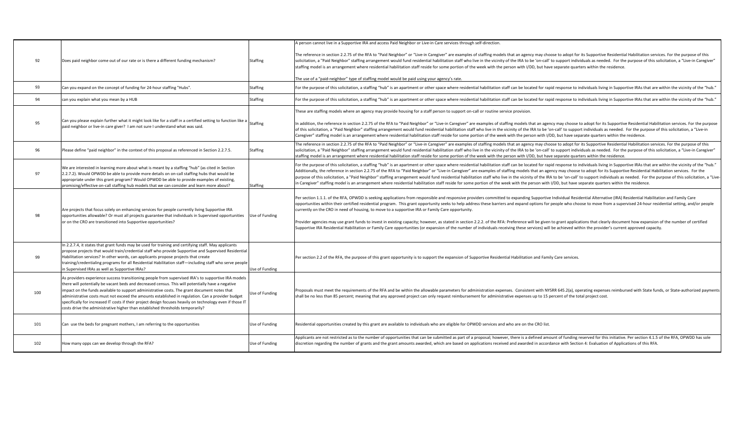| | | | |
|---|---|---|---|
| 92 | Does paid neighbor come out of our rate or is there a different funding mechanism? | Staffing | A person cannot live in a Supportive IRA and access Paid Neighbor or Live-in Care services through self-direction.<br><br>The reference in section 2.2.75 of the RFA to "Paid Neighbor" or "Live-in Caregiver" are examples of staffing models that an agency may choose to adopt for its Supportive Residential Habilitation services. For the purpose of this solicitation, a "Paid Neighbor" staffing arrangement would fund residential habilitation staff who live in the vicinity of the IRA to be 'on-call' to support individuals as needed. For the purpose of this solicitation, a "Live-in Caregiver" staffing model is an arrangement where residential habilitation staff reside for some portion of the week with the person with I/DD, but have separate quarters within the residence.<br><br>The use of a "paid-neighbor" type of staffing model would be paid using your agency's rate. |
| 93 | Can you expand on the concept of funding for 24-hour staffing "Hubs". | Staffing | For the purpose of this solicitation, a staffing "hub" is an apartment or other space where residential habilitation staff can be located for rapid response to individuals living in Supportive IRAs that are within the vicinity of the "hub." |
| 94 | can you explain what you mean by a HUB | Staffing | For the purpose of this solicitation, a staffing "hub" is an apartment or other space where residential habilitation staff can be located for rapid response to individuals living in Supportive IRAs that are within the vicinity of the "hub." |
| 95 | Can you please explain further what it might look like for a staff in a certified setting to function like a paid neighbor or live-in care giver? I am not sure I understand what was said. | Staffing | These are staffing models where an agency may provide housing for a staff person to support on-call or routine service provision.<br><br>In addition, the reference in section 2.2.75 of the RFA to "Paid Neighbor" or "Live-in Caregiver" are examples of staffing models that an agency may choose to adopt for its Supportive Residential Habilitation services. For the purpose of this solicitation, a "Paid Neighbor" staffing arrangement would fund residential habilitation staff who live in the vicinity of the IRA to be 'on-call' to support individuals as needed. For the purpose of this solicitation, a "Live-in Caregiver" staffing model is an arrangement where residential habilitation staff reside for some portion of the week with the person with I/DD, but have separate quarters within the residence. |
| 96 | Please define "paid neighbor" in the context of this proposal as referenced in Section 2.2.7.5. | Staffing | The reference in section 2.2.75 of the RFA to "Paid Neighbor" or "Live-in Caregiver" are examples of staffing models that an agency may choose to adopt for its Supportive Residential Habilitation services. For the purpose of this solicitation, a "Paid Neighbor" staffing arrangement would fund residential habilitation staff who live in the vicinity of the IRA to be 'on-call' to support individuals as needed. For the purpose of this solicitation, a "Live-in Caregiver" staffing model is an arrangement where residential habilitation staff reside for some portion of the week with the person with I/DD, but have separate quarters within the residence. |
| 97 | We are interested in learning more about what is meant by a staffing "hub" (as cited in Section 2.2.7.2). Would OPWDD be able to provide more details on on-call staffing hubs that would be appropriate under this grant program? Would OPWDD be able to provide examples of existing, promising/effective on-call staffing hub models that we can consider and learn more about? | Staffing | For the purpose of this solicitation, a staffing "hub" is an apartment or other space where residential habilitation staff can be located for rapid response to individuals living in Supportive IRAs that are within the vicinity of the "hub." Additionally, the reference in section 2.2.75 of the RFA to "Paid Neighbor" or "Live-in Caregiver" are examples of staffing models that an agency may choose to adopt for its Supportive Residential Habilitation services. For the purpose of this solicitation, a "Paid Neighbor" staffing arrangement would fund residential habilitation staff who live in the vicinity of the IRA to be 'on-call' to support individuals as needed. For the purpose of this solicitation, a "Live-in Caregiver" staffing model is an arrangement where residential habilitation staff reside for some portion of the week with the person with I/DD, but have separate quarters within the residence. |
| 98 | Are projects that focus solely on enhancing services for people currently living Supportive IRA opportunities allowable? Or must all projects guarantee that individuals in Supervised opportunities or on the CRO are transitioned into Supportive opportunities? | Use of Funding | Per section 1.1.1. of the RFA, OPWDD is seeking applications from responsible and responsive providers committed to expanding Supportive Individual Residential Alternative (IRA) Residential Habilitation and Family Care opportunities within their certified residential program. This grant opportunity seeks to help address these barriers and expand options for people who choose to move from a supervised 24-hour residential setting, and/or people currently on the CRO in need of housing, to move to a supportive IRA or Family Care opportunity.<br><br>Provider agencies may use grant funds to invest in existing capacity; however, as stated in section 2.2.2. of the RFA: Preference will be given to grant applications that clearly document how expansion of the number of certified Supportive IRA Residential Habilitation or Family Care opportunities (or expansion of the number of individuals receiving these services) will be achieved within the provider's current approved capacity. |
| 99 | In 2.2.7.4, it states that grant funds may be used for training and certifying staff. May applicants propose projects that would train/credential staff who provide Supportive and Supervised Residential Habilitation services? In other words, can applicants propose projects that create training/credentialing programs for all Residential Habilitation staff—including staff who serve people in Supervised IRAs as well as Supportive IRAs? | Use of Funding | Per section 2.2 of the RFA, the purpose of this grant opportunity is to support the expansion of Supportive Residential Habilitation and Family Care services. |
| 100 | As providers experience success transitioning people from supervised IRA's to supportive IRA models there will potentially be vacant beds and decreased census. This will potentially have a negative impact on the funds available to support administrative costs. The grant document notes that administrative costs must not exceed the amounts established in regulation. Can a provider budget specifically for increased IT costs if their project design focuses heavily on technology even if those IT costs drive the administrative higher than established thresholds temporarily? | Use of Funding | Proposals must meet the requirements of the RFA and be within the allowable parameters for administration expenses. Consistent with NYSRR 645.2(a), operating expenses reimbursed with State funds, or State-authorized payments shall be no less than 85 percent; meaning that any approved project can only request reimbursement for administrative expenses up to 15 percent of the total project cost. |
| 101 | Can use the beds for pregnant mothers, I am referring to the opportunities | Use of Funding | Residential opportunities created by this grant are available to individuals who are eligible for OPWDD services and who are on the CRO list. |
| 102 | How many opps can we develop through the RFA? | Use of Funding | Applicants are not restricted as to the number of opportunities that can be submitted as part of a proposal; however, there is a defined amount of funding reserved for this initiative. Per section 4.1.5 of the RFA, OPWDD has sole discretion regarding the number of grants and the grant amounts awarded, which are based on applications received and awarded in accordance with Section 4: Evaluation of Applications of this RFA. |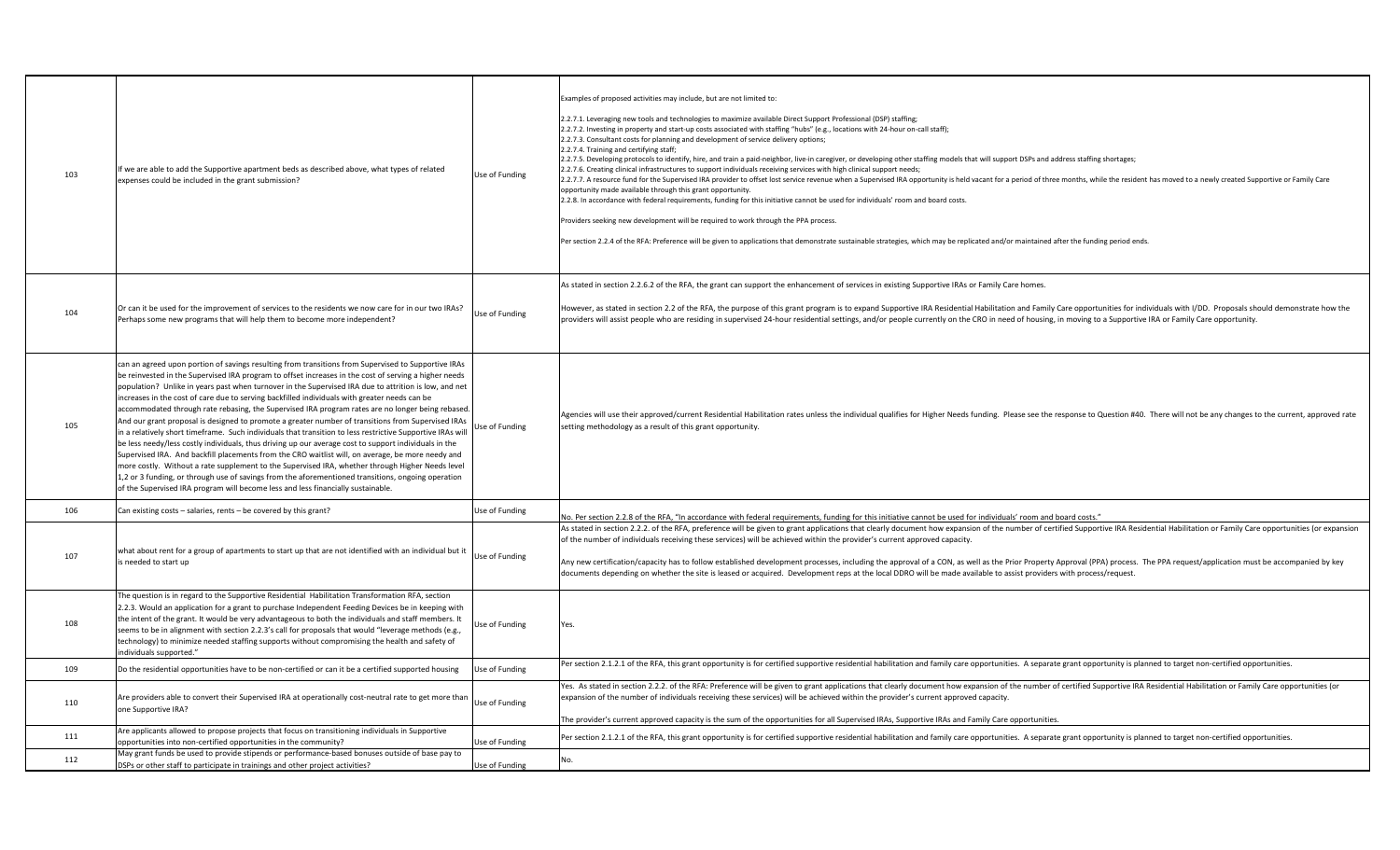| 103 | If we are able to add the Supportive apartment beds as described above, what types of related expenses could be included in the grant submission? | Use of Funding | Examples of proposed activities may include, but are not limited to:<br><br>2.2.7.1. Leveraging new tools and technologies to maximize available Direct Support Professional (DSP) staffing;<br>2.2.7.2. Investing in property and start-up costs associated with staffing "hubs" (e.g., locations with 24-hour on-call staff);<br>2.2.7.3. Consultant costs for planning and development of service delivery options;<br>2.2.7.4. Training and certifying staff;<br>2.2.7.5. Developing protocols to identify, hire, and train a paid-neighbor, live-in caregiver, or developing other staffing models that will support DSPs and address staffing shortages;<br>2.2.7.6. Creating clinical infrastructures to support individuals receiving services with high clinical support needs;<br>2.2.7.7. A resource fund for the Supervised IRA provider to offset lost service revenue when a Supervised IRA opportunity is held vacant for a period of three months, while the resident has moved to a newly created Supportive or Family Care opportunity made available through this grant opportunity.<br>2.2.8. In accordance with federal requirements, funding for this initiative cannot be used for individuals' room and board costs.<br><br>Providers seeking new development will be required to work through the PPA process.<br><br>Per section 2.2.4 of the RFA: Preference will be given to applications that demonstrate sustainable strategies, which may be replicated and/or maintained after the funding period ends. |
|---|---|---|---|
| 104 | Or can it be used for the improvement of services to the residents we now care for in our two IRAs? Perhaps some new programs that will help them to become more independent? | Use of Funding | As stated in section 2.2.6.2 of the RFA, the grant can support the enhancement of services in existing Supportive IRAs or Family Care homes.<br><br>However, as stated in section 2.2 of the RFA, the purpose of this grant program is to expand Supportive IRA Residential Habilitation and Family Care opportunities for individuals with I/DD. Proposals should demonstrate how the providers will assist people who are residing in supervised 24-hour residential settings, and/or people currently on the CRO in need of housing, in moving to a Supportive IRA or Family Care opportunity. |
| 105 | can an agreed upon portion of savings resulting from transitions from Supervised to Supportive IRAs be reinvested in the Supervised IRA program to offset increases in the cost of serving a higher needs population? Unlike in years past when turnover in the Supervised IRA due to attrition is low, and net increases in the cost of care due to serving backfilled individuals with greater needs can be accommodated through rate rebasing, the Supervised IRA program rates are no longer being rebased. And our grant proposal is designed to promote a greater number of transitions from Supervised IRAs in a relatively short timeframe. Such individuals that transition to less restrictive Supportive IRAs will be less needy/less costly individuals, thus driving up our average cost to support individuals in the Supervised IRA. And backfill placements from the CRO waitlist will, on average, be more needy and more costly. Without a rate supplement to the Supervised IRA, whether through Higher Needs level 1,2 or 3 funding, or through use of savings from the aforementioned transitions, ongoing operation of the Supervised IRA program will become less and less financially sustainable. | Use of Funding | Agencies will use their approved/current Residential Habilitation rates unless the individual qualifies for Higher Needs funding. Please see the response to Question #40. There will not be any changes to the current, approved rate setting methodology as a result of this grant opportunity. |
| 106 | Can existing costs – salaries, rents – be covered by this grant? | Use of Funding | No. Per section 2.2.8 of the RFA, "In accordance with federal requirements, funding for this initiative cannot be used for individuals' room and board costs." |
| 107 | what about rent for a group of apartments to start up that are not identified with an individual but it is needed to start up | Use of Funding | As stated in section 2.2.2. of the RFA, preference will be given to grant applications that clearly document how expansion of the number of certified Supportive IRA Residential Habilitation or Family Care opportunities (or expansion of the number of individuals receiving these services) will be achieved within the provider's current approved capacity.<br><br>Any new certification/capacity has to follow established development processes, including the approval of a CON, as well as the Prior Property Approval (PPA) process. The PPA request/application must be accompanied by key documents depending on whether the site is leased or acquired. Development reps at the local DDRO will be made available to assist providers with process/request. |
| 108 | The question is in regard to the Supportive Residential Habilitation Transformation RFA, section 2.2.3. Would an application for a grant to purchase Independent Feeding Devices be in keeping with the intent of the grant. It would be very advantageous to both the individuals and staff members. It seems to be in alignment with section 2.2.3's call for proposals that would "leverage methods (e.g., technology) to minimize needed staffing supports without compromising the health and safety of individuals supported." | Use of Funding | Yes. |
| 109 | Do the residential opportunities have to be non-certified or can it be a certified supported housing | Use of Funding | Per section 2.1.2.1 of the RFA, this grant opportunity is for certified supportive residential habilitation and family care opportunities. A separate grant opportunity is planned to target non-certified opportunities. |
| 110 | Are providers able to convert their Supervised IRA at operationally cost-neutral rate to get more than one Supportive IRA? | Use of Funding | Yes. As stated in section 2.2.2. of the RFA: Preference will be given to grant applications that clearly document how expansion of the number of certified Supportive IRA Residential Habilitation or Family Care opportunities (or expansion of the number of individuals receiving these services) will be achieved within the provider's current approved capacity.<br><br>The provider's current approved capacity is the sum of the opportunities for all Supervised IRAs, Supportive IRAs and Family Care opportunities. |
| 111 | Are applicants allowed to propose projects that focus on transitioning individuals in Supportive opportunities into non-certified opportunities in the community? | Use of Funding | Per section 2.1.2.1 of the RFA, this grant opportunity is for certified supportive residential habilitation and family care opportunities. A separate grant opportunity is planned to target non-certified opportunities. |
| 112 | May grant funds be used to provide stipends or performance-based bonuses outside of base pay to DSPs or other staff to participate in trainings and other project activities? | Use of Funding | No. |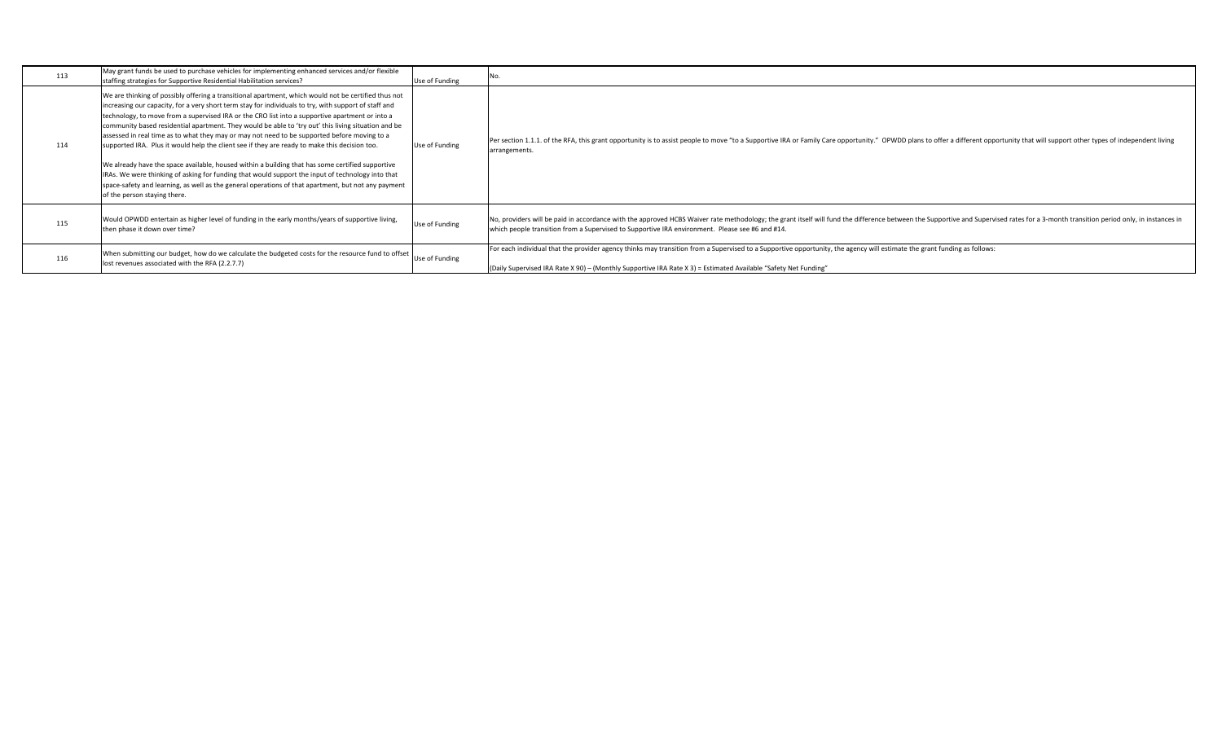| | | | |
|---|---|---|---|
| 113 | May grant funds be used to purchase vehicles for implementing enhanced services and/or flexible staffing strategies for Supportive Residential Habilitation services? | Use of Funding | No. |
| 114 | We are thinking of possibly offering a transitional apartment, which would not be certified thus not increasing our capacity, for a very short term stay for individuals to try, with support of staff and technology, to move from a supervised IRA or the CRO list into a supportive apartment or into a community based residential apartment. They would be able to 'try out' this living situation and be assessed in real time as to what they may or may not need to be supported before moving to a supported IRA. Plus it would help the client see if they are ready to make this decision too.<br><br>We already have the space available, housed within a building that has some certified supportive IRAs. We were thinking of asking for funding that would support the input of technology into that space-safety and learning, as well as the general operations of that apartment, but not any payment of the person staying there. | Use of Funding | Per section 1.1.1. of the RFA, this grant opportunity is to assist people to move "to a Supportive IRA or Family Care opportunity." OPWDD plans to offer a different opportunity that will support other types of independent living arrangements. |
| 115 | Would OPWDD entertain as higher level of funding in the early months/years of supportive living, then phase it down over time? | Use of Funding | No, providers will be paid in accordance with the approved HCBS Waiver rate methodology; the grant itself will fund the difference between the Supportive and Supervised rates for a 3-month transition period only, in instances in which people transition from a Supervised to Supportive IRA environment. Please see #6 and #14. |
| 116 | When submitting our budget, how do we calculate the budgeted costs for the resource fund to offset lost revenues associated with the RFA (2.2.7.7) | Use of Funding | For each individual that the provider agency thinks may transition from a Supervised to a Supportive opportunity, the agency will estimate the grant funding as follows:<br><br>(Daily Supervised IRA Rate X 90) – (Monthly Supportive IRA Rate X 3) = Estimated Available "Safety Net Funding" |